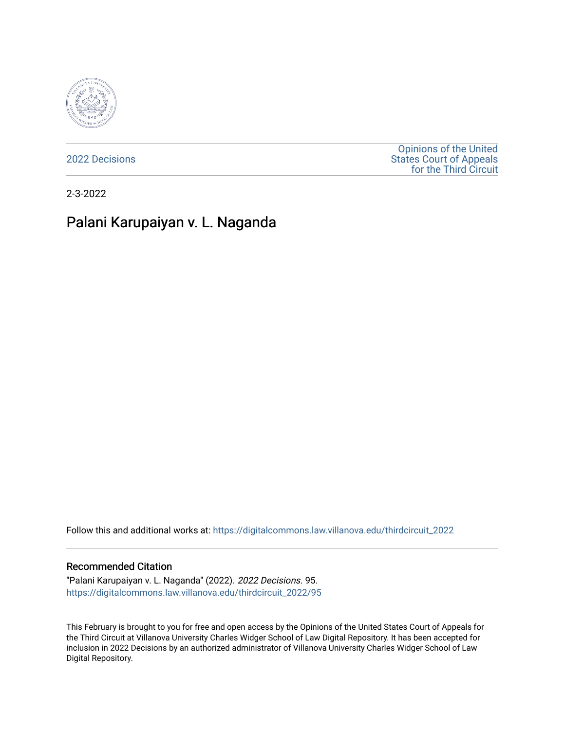2022 Decisions

Opinions of the United States Court of Appeals for the Third Circuit

2-3-2022

# Palani Karupaiyan v. L. Naganda

Follow this and additional works at: https://digitalcommons.law.villanova.edu/thirdcircuit_2022

## Recommended Citation

"Palani Karupaiyan v. L. Naganda" (2022). *2022 Decisions*. 95.
https://digitalcommons.law.villanova.edu/thirdcircuit_2022/95

This February is brought to you for free and open access by the Opinions of the United States Court of Appeals for the Third Circuit at Villanova University Charles Widger School of Law Digital Repository. It has been accepted for inclusion in 2022 Decisions by an authorized administrator of Villanova University Charles Widger School of Law Digital Repository.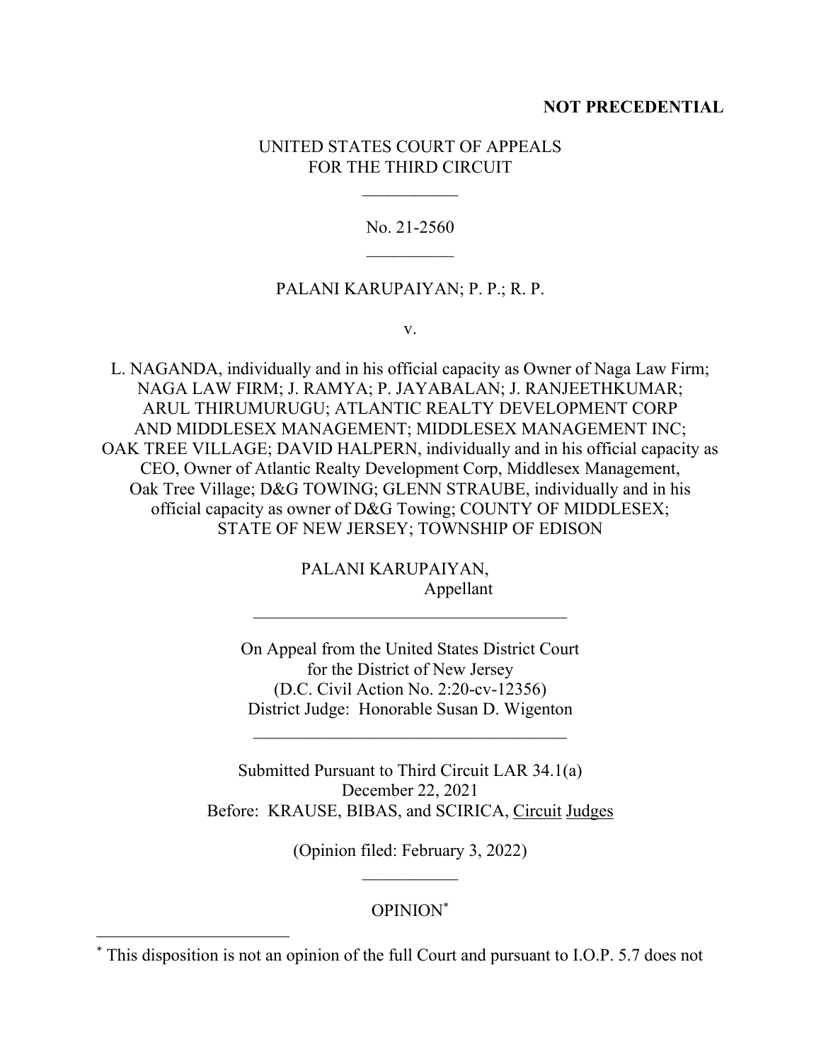**NOT PRECEDENTIAL**

UNITED STATES COURT OF APPEALS
FOR THE THIRD CIRCUIT

\_\_\_\_\_\_\_\_\_\_\_

No. 21-2560

\_\_\_\_\_\_\_\_\_\_

PALANI KARUPAIYAN; P. P.; R. P.

v.

L. NAGANDA, individually and in his official capacity as Owner of Naga Law Firm; NAGA LAW FIRM; J. RAMYA; P. JAYABALAN; J. RANJEETHKUMAR; ARUL THIRUMURUGU; ATLANTIC REALTY DEVELOPMENT CORP AND MIDDLESEX MANAGEMENT; MIDDLESEX MANAGEMENT INC; OAK TREE VILLAGE; DAVID HALPERN, individually and in his official capacity as CEO, Owner of Atlantic Realty Development Corp, Middlesex Management, Oak Tree Village; D&G TOWING; GLENN STRAUBE, individually and in his official capacity as owner of D&G Towing; COUNTY OF MIDDLESEX; STATE OF NEW JERSEY; TOWNSHIP OF EDISON

PALANI KARUPAIYAN,
Appellant

\_\_\_\_\_\_\_\_\_\_\_\_\_\_\_\_\_\_\_\_\_\_\_\_\_\_\_\_\_\_\_\_\_\_\_\_

On Appeal from the United States District Court
for the District of New Jersey
(D.C. Civil Action No. 2:20-cv-12356)
District Judge: Honorable Susan D. Wigenton

\_\_\_\_\_\_\_\_\_\_\_\_\_\_\_\_\_\_\_\_\_\_\_\_\_\_\_\_\_\_\_\_\_\_\_\_

Submitted Pursuant to Third Circuit LAR 34.1(a)
December 22, 2021
Before: KRAUSE, BIBAS, and SCIRICA, Circuit Judges

(Opinion filed: February 3, 2022)

\_\_\_\_\_\_\_\_\_\_\_

OPINION*

\* This disposition is not an opinion of the full Court and pursuant to I.O.P. 5.7 does not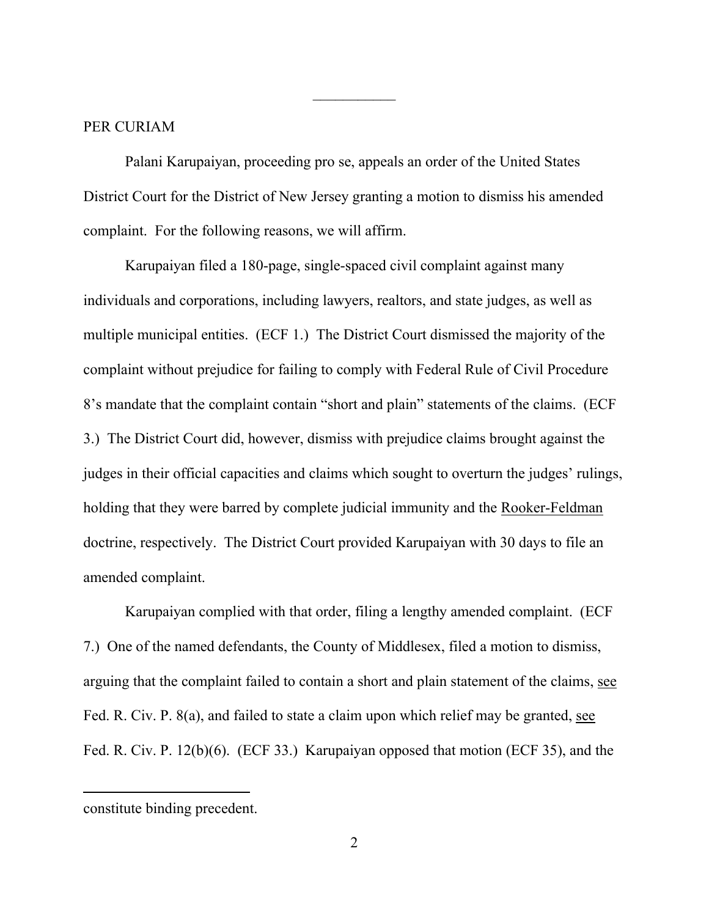PER CURIAM

Palani Karupaiyan, proceeding pro se, appeals an order of the United States District Court for the District of New Jersey granting a motion to dismiss his amended complaint. For the following reasons, we will affirm.

Karupaiyan filed a 180-page, single-spaced civil complaint against many individuals and corporations, including lawyers, realtors, and state judges, as well as multiple municipal entities. (ECF 1.) The District Court dismissed the majority of the complaint without prejudice for failing to comply with Federal Rule of Civil Procedure 8's mandate that the complaint contain "short and plain" statements of the claims. (ECF 3.) The District Court did, however, dismiss with prejudice claims brought against the judges in their official capacities and claims which sought to overturn the judges' rulings, holding that they were barred by complete judicial immunity and the Rooker-Feldman doctrine, respectively. The District Court provided Karupaiyan with 30 days to file an amended complaint.

Karupaiyan complied with that order, filing a lengthy amended complaint. (ECF 7.) One of the named defendants, the County of Middlesex, filed a motion to dismiss, arguing that the complaint failed to contain a short and plain statement of the claims, see Fed. R. Civ. P. 8(a), and failed to state a claim upon which relief may be granted, see Fed. R. Civ. P. 12(b)(6). (ECF 33.) Karupaiyan opposed that motion (ECF 35), and the

---

constitute binding precedent.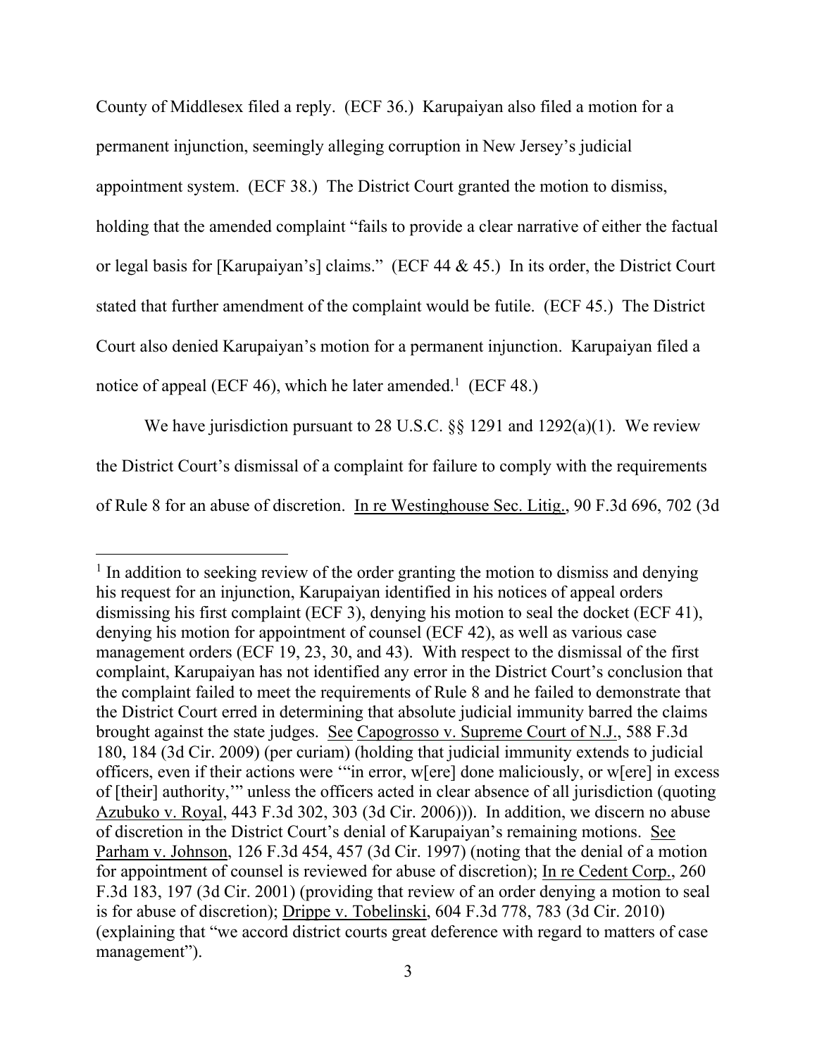County of Middlesex filed a reply. (ECF 36.) Karupaiyan also filed a motion for a permanent injunction, seemingly alleging corruption in New Jersey's judicial appointment system. (ECF 38.) The District Court granted the motion to dismiss, holding that the amended complaint "fails to provide a clear narrative of either the factual or legal basis for [Karupaiyan's] claims." (ECF 44 & 45.) In its order, the District Court stated that further amendment of the complaint would be futile. (ECF 45.) The District Court also denied Karupaiyan's motion for a permanent injunction. Karupaiyan filed a notice of appeal (ECF 46), which he later amended.[1] (ECF 48.)

We have jurisdiction pursuant to 28 U.S.C. §§ 1291 and 1292(a)(1). We review the District Court's dismissal of a complaint for failure to comply with the requirements of Rule 8 for an abuse of discretion. In re Westinghouse Sec. Litig., 90 F.3d 696, 702 (3d

---

[1] In addition to seeking review of the order granting the motion to dismiss and denying his request for an injunction, Karupaiyan identified in his notices of appeal orders dismissing his first complaint (ECF 3), denying his motion to seal the docket (ECF 41), denying his motion for appointment of counsel (ECF 42), as well as various case management orders (ECF 19, 23, 30, and 43). With respect to the dismissal of the first complaint, Karupaiyan has not identified any error in the District Court's conclusion that the complaint failed to meet the requirements of Rule 8 and he failed to demonstrate that the District Court erred in determining that absolute judicial immunity barred the claims brought against the state judges. See Capogrosso v. Supreme Court of N.J., 588 F.3d 180, 184 (3d Cir. 2009) (per curiam) (holding that judicial immunity extends to judicial officers, even if their actions were '"in error, w[ere] done maliciously, or w[ere] in excess of [their] authority,'" unless the officers acted in clear absence of all jurisdiction (quoting Azubuko v. Royal, 443 F.3d 302, 303 (3d Cir. 2006))). In addition, we discern no abuse of discretion in the District Court's denial of Karupaiyan's remaining motions. See Parham v. Johnson, 126 F.3d 454, 457 (3d Cir. 1997) (noting that the denial of a motion for appointment of counsel is reviewed for abuse of discretion); In re Cedent Corp., 260 F.3d 183, 197 (3d Cir. 2001) (providing that review of an order denying a motion to seal is for abuse of discretion); Drippe v. Tobelinski, 604 F.3d 778, 783 (3d Cir. 2010) (explaining that "we accord district courts great deference with regard to matters of case management").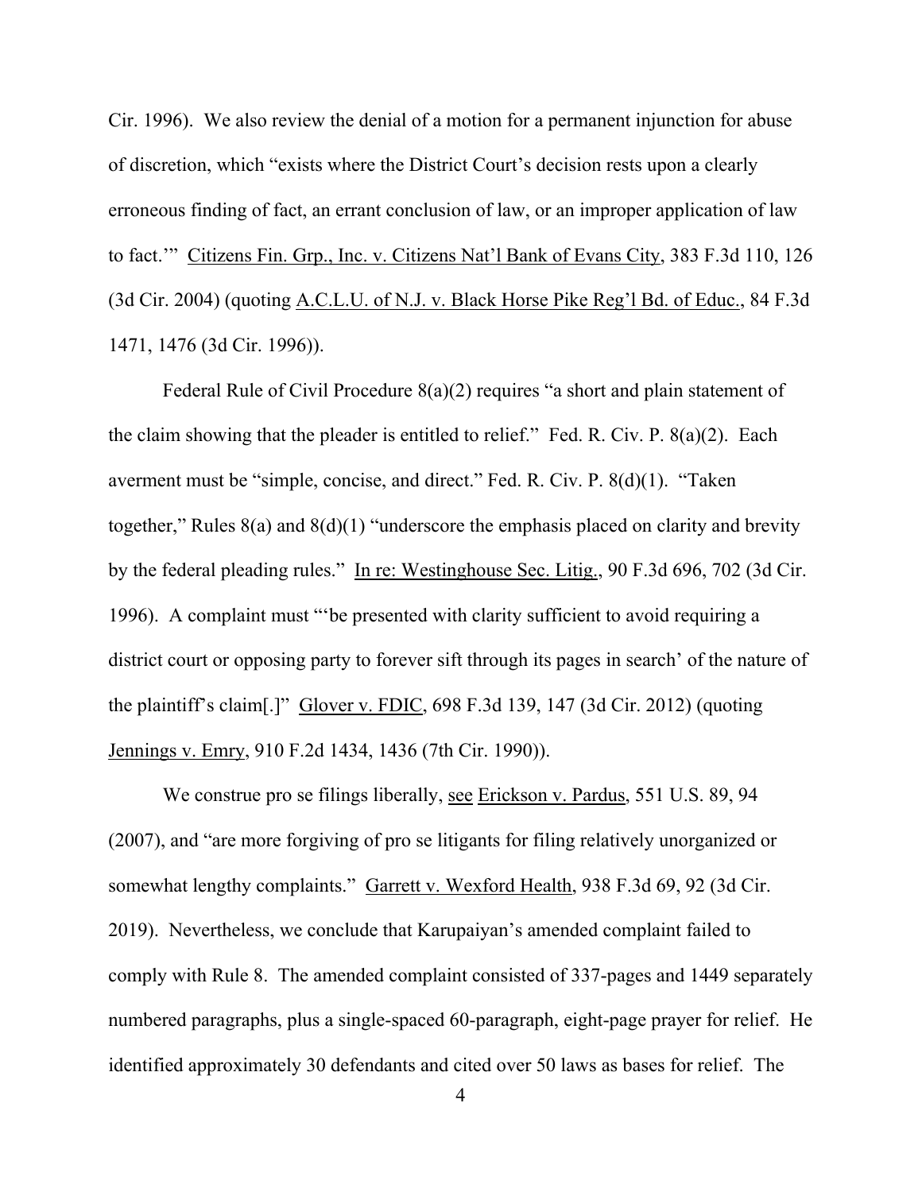Cir. 1996). We also review the denial of a motion for a permanent injunction for abuse of discretion, which "exists where the District Court's decision rests upon a clearly erroneous finding of fact, an errant conclusion of law, or an improper application of law to fact.'" Citizens Fin. Grp., Inc. v. Citizens Nat'l Bank of Evans City, 383 F.3d 110, 126 (3d Cir. 2004) (quoting A.C.L.U. of N.J. v. Black Horse Pike Reg'l Bd. of Educ., 84 F.3d 1471, 1476 (3d Cir. 1996)).

Federal Rule of Civil Procedure 8(a)(2) requires "a short and plain statement of the claim showing that the pleader is entitled to relief." Fed. R. Civ. P. 8(a)(2). Each averment must be "simple, concise, and direct." Fed. R. Civ. P. 8(d)(1). "Taken together," Rules 8(a) and 8(d)(1) "underscore the emphasis placed on clarity and brevity by the federal pleading rules." In re: Westinghouse Sec. Litig., 90 F.3d 696, 702 (3d Cir. 1996). A complaint must "'be presented with clarity sufficient to avoid requiring a district court or opposing party to forever sift through its pages in search' of the nature of the plaintiff's claim[.]" Glover v. FDIC, 698 F.3d 139, 147 (3d Cir. 2012) (quoting Jennings v. Emry, 910 F.2d 1434, 1436 (7th Cir. 1990)).

We construe pro se filings liberally, see Erickson v. Pardus, 551 U.S. 89, 94 (2007), and "are more forgiving of pro se litigants for filing relatively unorganized or somewhat lengthy complaints." Garrett v. Wexford Health, 938 F.3d 69, 92 (3d Cir. 2019). Nevertheless, we conclude that Karupaiyan's amended complaint failed to comply with Rule 8. The amended complaint consisted of 337-pages and 1449 separately numbered paragraphs, plus a single-spaced 60-paragraph, eight-page prayer for relief. He identified approximately 30 defendants and cited over 50 laws as bases for relief. The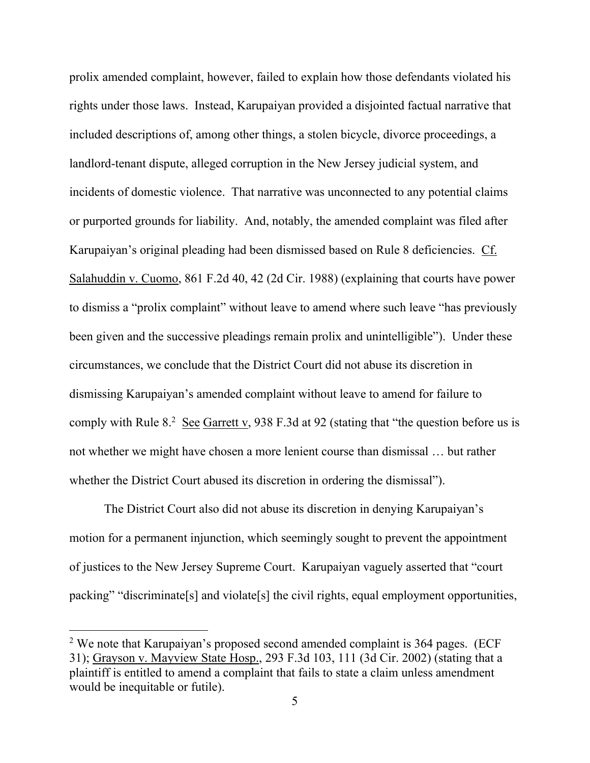prolix amended complaint, however, failed to explain how those defendants violated his rights under those laws. Instead, Karupaiyan provided a disjointed factual narrative that included descriptions of, among other things, a stolen bicycle, divorce proceedings, a landlord-tenant dispute, alleged corruption in the New Jersey judicial system, and incidents of domestic violence. That narrative was unconnected to any potential claims or purported grounds for liability. And, notably, the amended complaint was filed after Karupaiyan's original pleading had been dismissed based on Rule 8 deficiencies. Cf. Salahuddin v. Cuomo, 861 F.2d 40, 42 (2d Cir. 1988) (explaining that courts have power to dismiss a "prolix complaint" without leave to amend where such leave "has previously been given and the successive pleadings remain prolix and unintelligible"). Under these circumstances, we conclude that the District Court did not abuse its discretion in dismissing Karupaiyan's amended complaint without leave to amend for failure to comply with Rule 8.[2] See Garrett v, 938 F.3d at 92 (stating that "the question before us is not whether we might have chosen a more lenient course than dismissal … but rather whether the District Court abused its discretion in ordering the dismissal").

The District Court also did not abuse its discretion in denying Karupaiyan's motion for a permanent injunction, which seemingly sought to prevent the appointment of justices to the New Jersey Supreme Court. Karupaiyan vaguely asserted that "court packing" "discriminate[s] and violate[s] the civil rights, equal employment opportunities,

---

[2] We note that Karupaiyan's proposed second amended complaint is 364 pages. (ECF 31); Grayson v. Mayview State Hosp., 293 F.3d 103, 111 (3d Cir. 2002) (stating that a plaintiff is entitled to amend a complaint that fails to state a claim unless amendment would be inequitable or futile).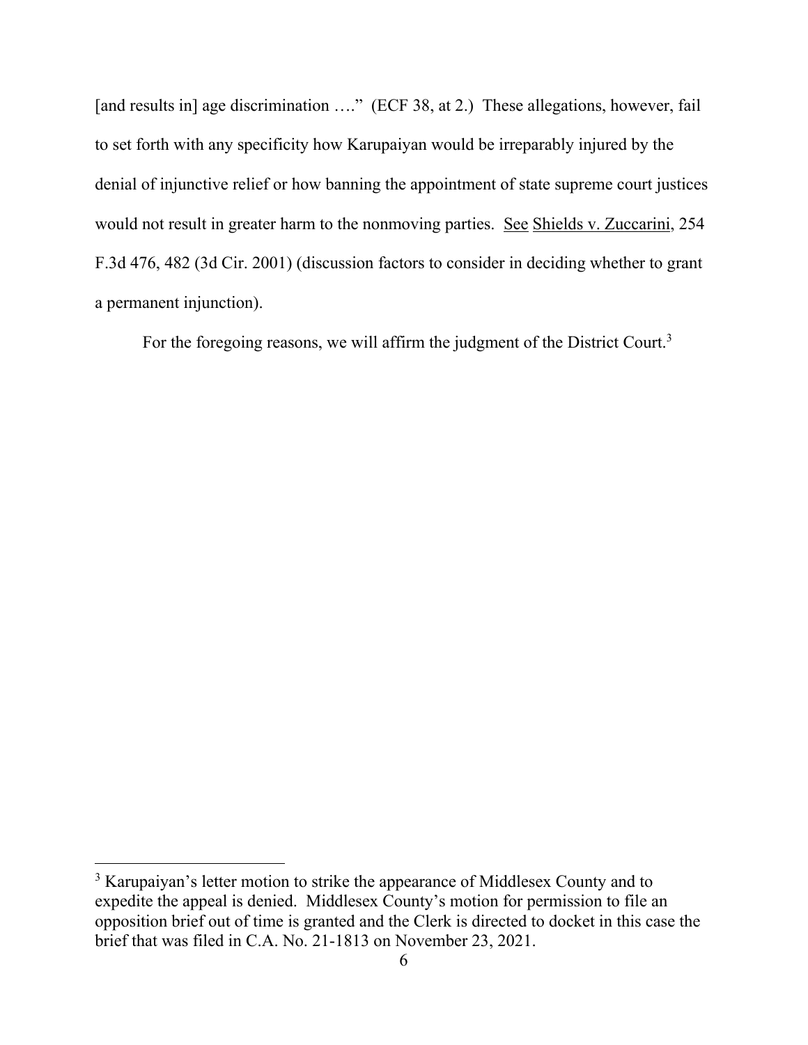[and results in] age discrimination …." (ECF 38, at 2.) These allegations, however, fail to set forth with any specificity how Karupaiyan would be irreparably injured by the denial of injunctive relief or how banning the appointment of state supreme court justices would not result in greater harm to the nonmoving parties. See Shields v. Zuccarini, 254 F.3d 476, 482 (3d Cir. 2001) (discussion factors to consider in deciding whether to grant a permanent injunction).

For the foregoing reasons, we will affirm the judgment of the District Court.[3]

---

[3] Karupaiyan's letter motion to strike the appearance of Middlesex County and to expedite the appeal is denied. Middlesex County's motion for permission to file an opposition brief out of time is granted and the Clerk is directed to docket in this case the brief that was filed in C.A. No. 21-1813 on November 23, 2021.